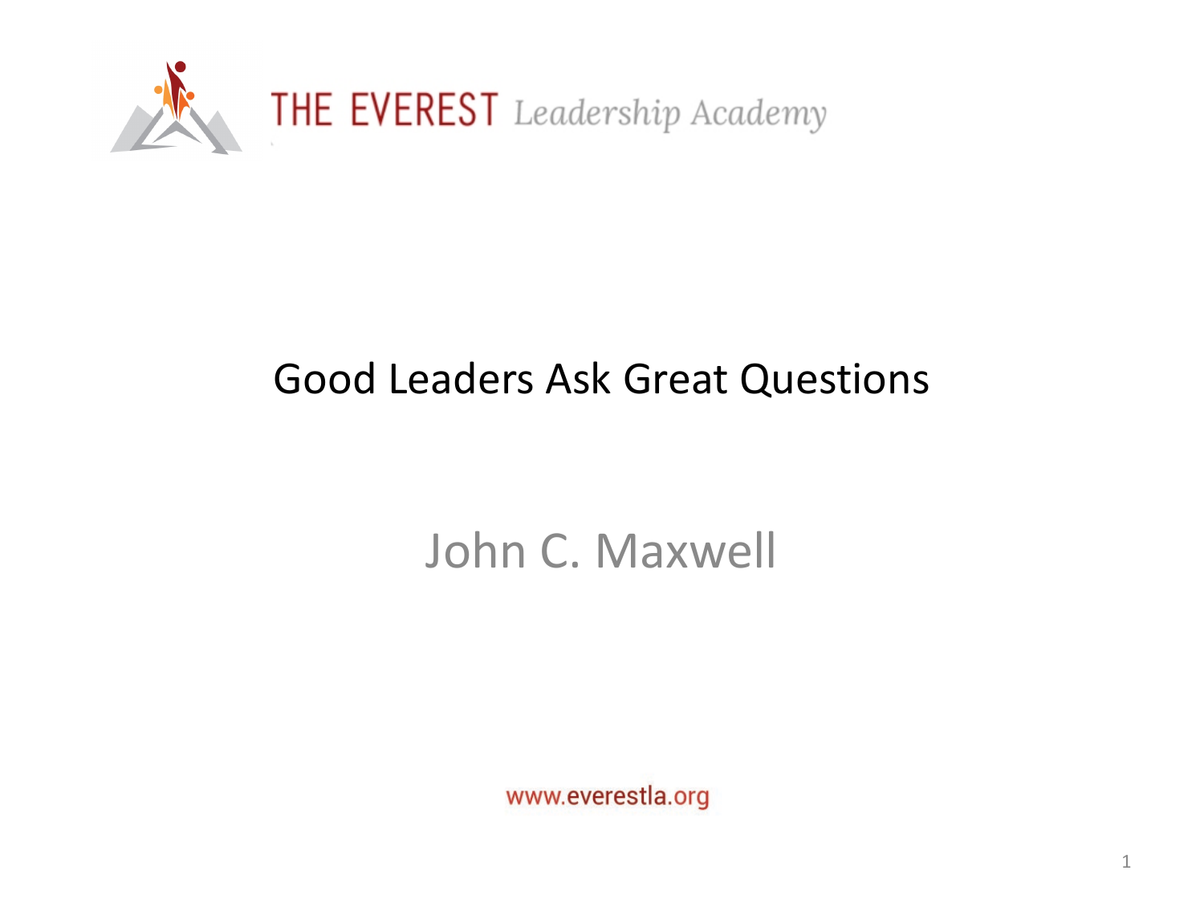THE EVEREST *Leadership Academy*

# Good Leaders Ask Great Questions

## John C. Maxwell

www.everestla.org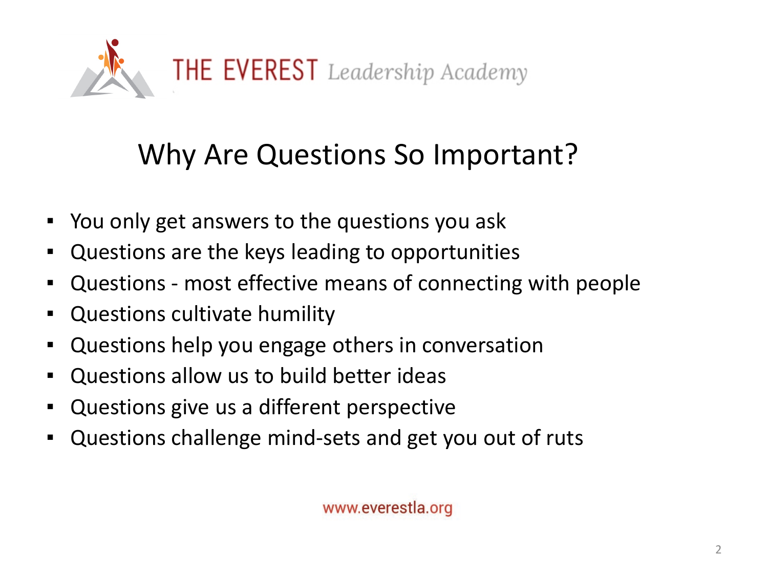THE EVEREST *Leadership Academy*

# Why Are Questions So Important?

- You only get answers to the questions you ask
- Questions are the keys leading to opportunities
- Questions - most effective means of connecting with people
- Questions cultivate humility
- Questions help you engage others in conversation
- Questions allow us to build better ideas
- Questions give us a different perspective
- Questions challenge mind-sets and get you out of ruts

www.everestla.org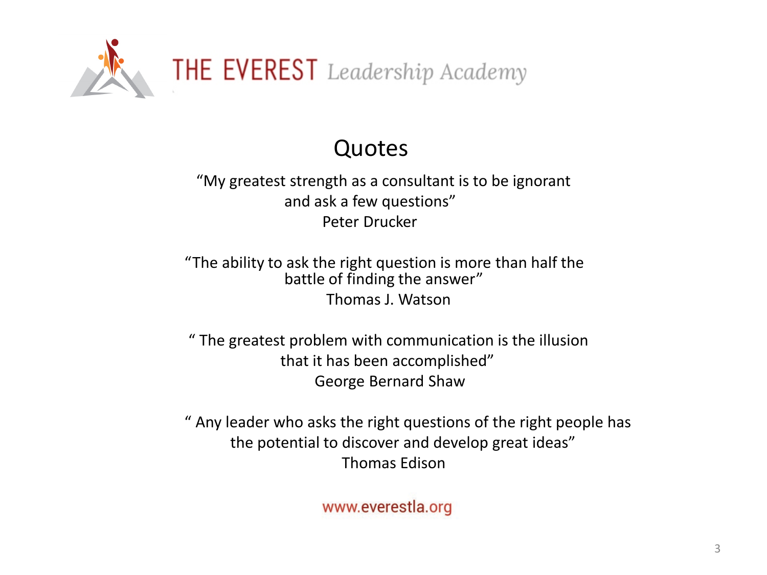THE EVEREST *Leadership Academy*

## Quotes

"My greatest strength as a consultant is to be ignorant and ask a few questions"
Peter Drucker

"The ability to ask the right question is more than half the battle of finding the answer"
Thomas J. Watson

" The greatest problem with communication is the illusion that it has been accomplished"
George Bernard Shaw

" Any leader who asks the right questions of the right people has the potential to discover and develop great ideas"
Thomas Edison

www.everestla.org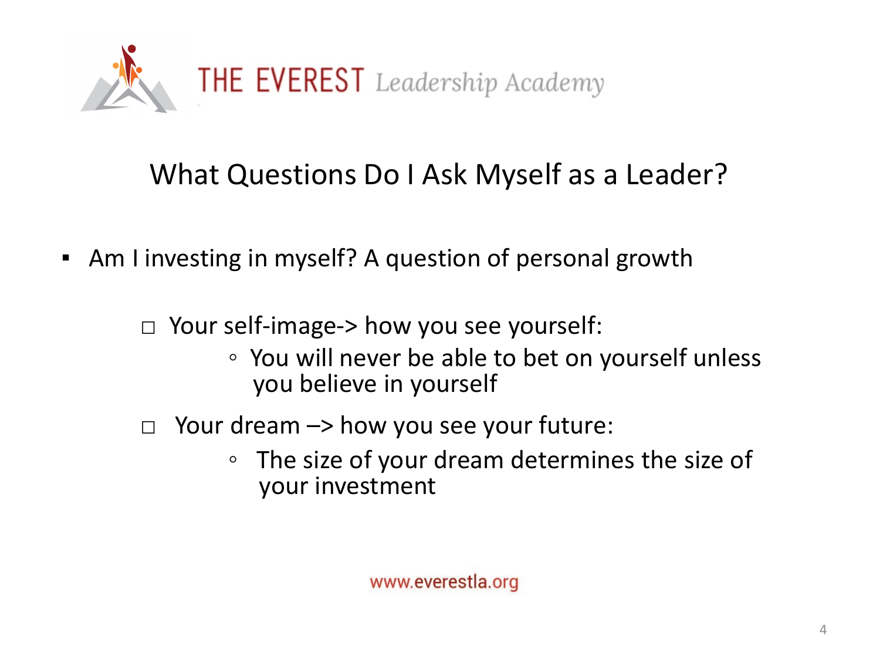THE EVEREST *Leadership Academy*

# What Questions Do I Ask Myself as a Leader?

- Am I investing in myself? A question of personal growth
  - Your self-image-> how you see yourself:
    - You will never be able to bet on yourself unless you believe in yourself
  - Your dream –> how you see your future:
    - The size of your dream determines the size of your investment

www.everestla.org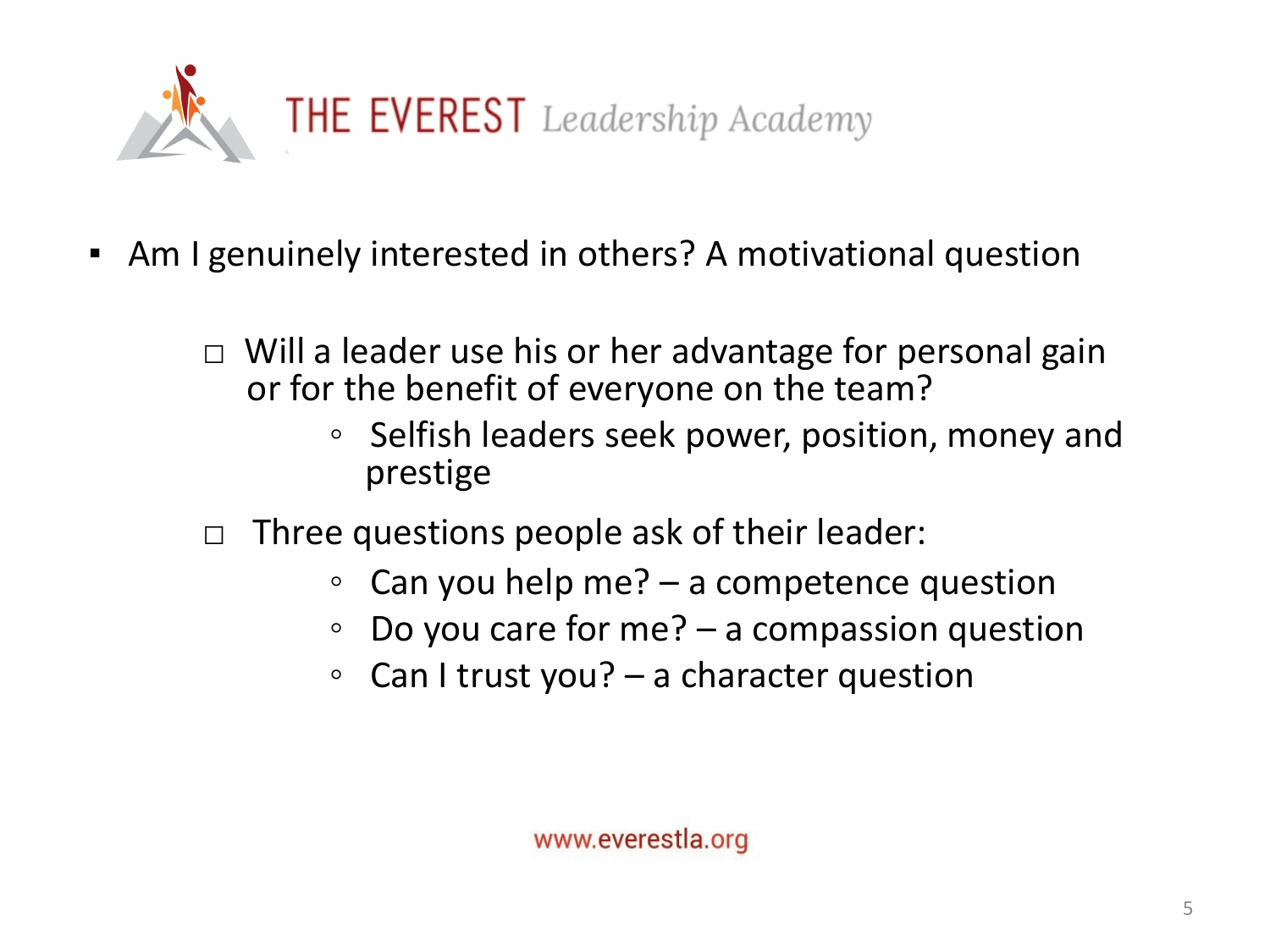- Am I genuinely interested in others? A motivational question

  - Will a leader use his or her advantage for personal gain or for the benefit of everyone on the team?
    - Selfish leaders seek power, position, money and prestige

  - Three questions people ask of their leader:
    - Can you help me? – a competence question
    - Do you care for me? – a compassion question
    - Can I trust you? – a character question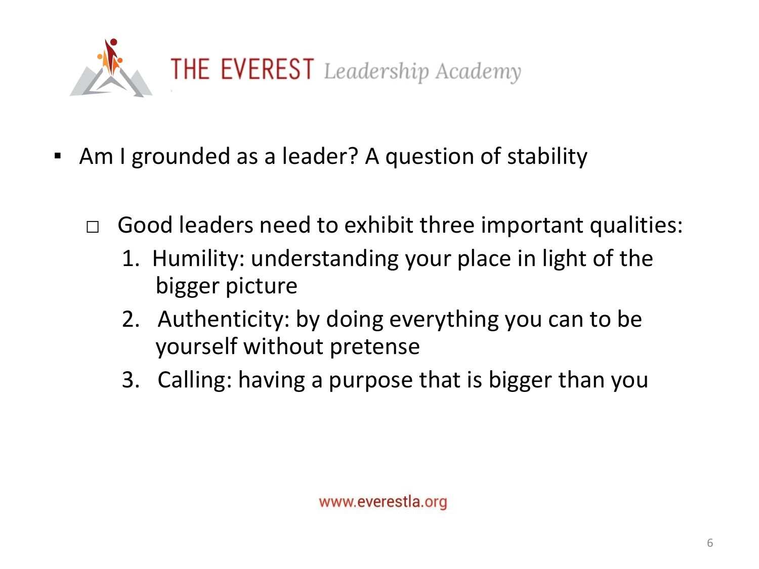- Am I grounded as a leader? A question of stability

  - Good leaders need to exhibit three important qualities:
    1. Humility: understanding your place in light of the bigger picture
    2. Authenticity: by doing everything you can to be yourself without pretense
    3. Calling: having a purpose that is bigger than you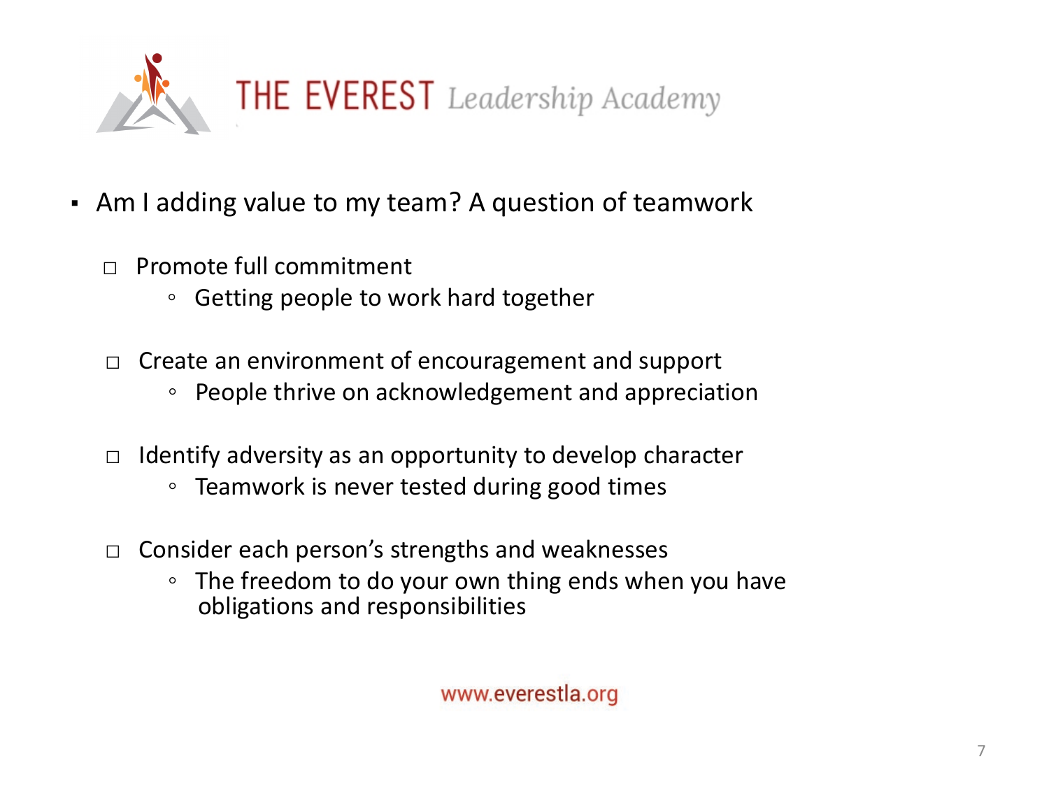THE EVEREST *Leadership Academy*

- Am I adding value to my team? A question of teamwork
  - Promote full commitment
    - Getting people to work hard together
  - Create an environment of encouragement and support
    - People thrive on acknowledgement and appreciation
  - Identify adversity as an opportunity to develop character
    - Teamwork is never tested during good times
  - Consider each person's strengths and weaknesses
    - The freedom to do your own thing ends when you have obligations and responsibilities

www.everestla.org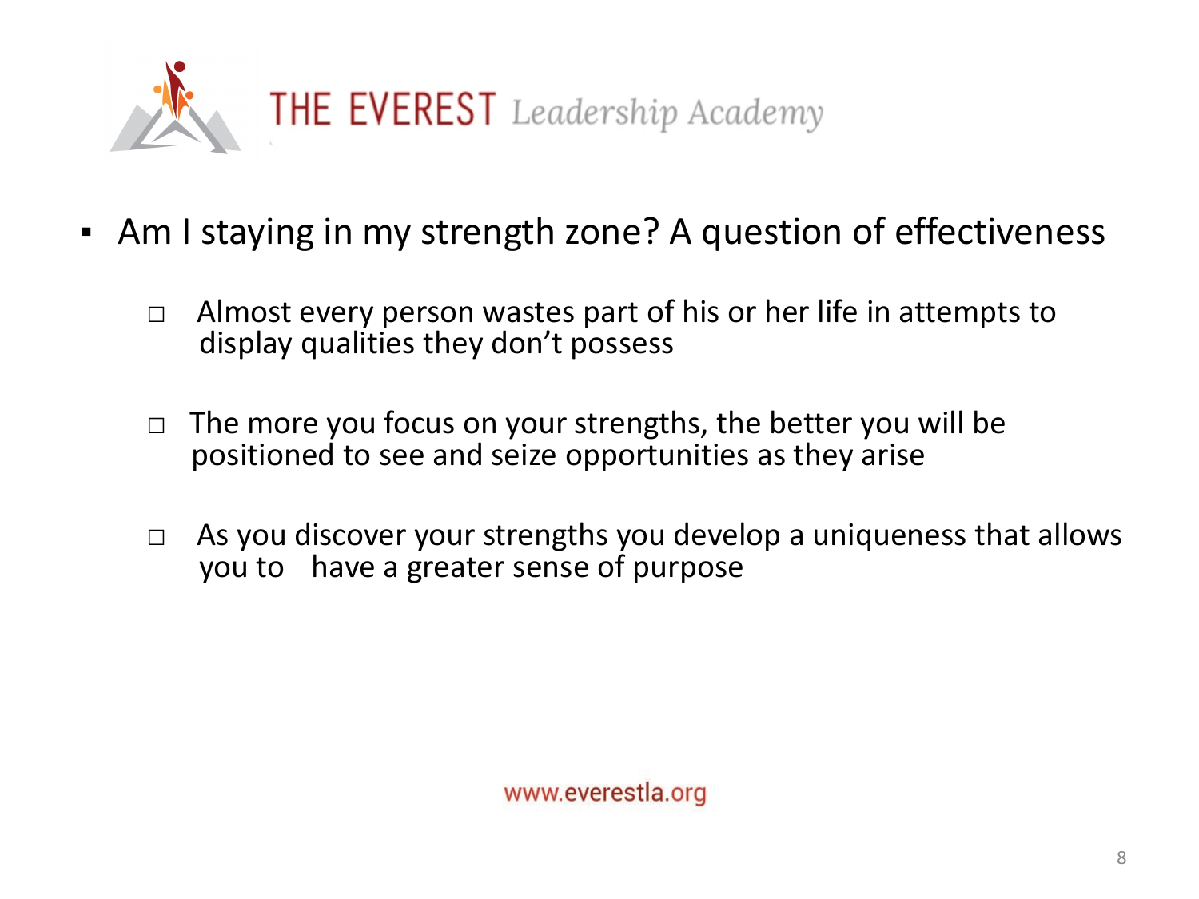- Am I staying in my strength zone? A question of effectiveness
  - Almost every person wastes part of his or her life in attempts to display qualities they don't possess
  - The more you focus on your strengths, the better you will be positioned to see and seize opportunities as they arise
  - As you discover your strengths you develop a uniqueness that allows you to have a greater sense of purpose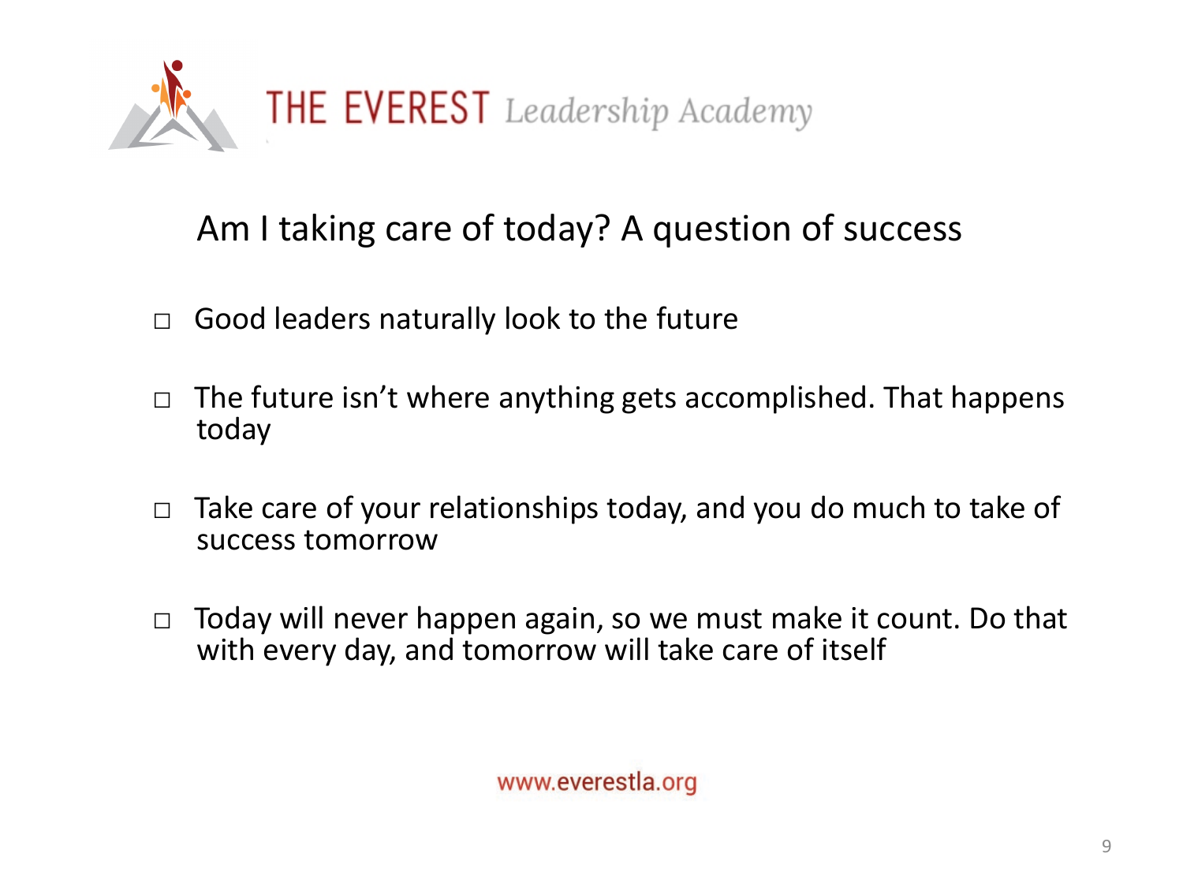THE EVEREST *Leadership Academy*

## Am I taking care of today? A question of success

- Good leaders naturally look to the future
- The future isn't where anything gets accomplished. That happens today
- Take care of your relationships today, and you do much to take of success tomorrow
- Today will never happen again, so we must make it count. Do that with every day, and tomorrow will take care of itself

www.everestla.org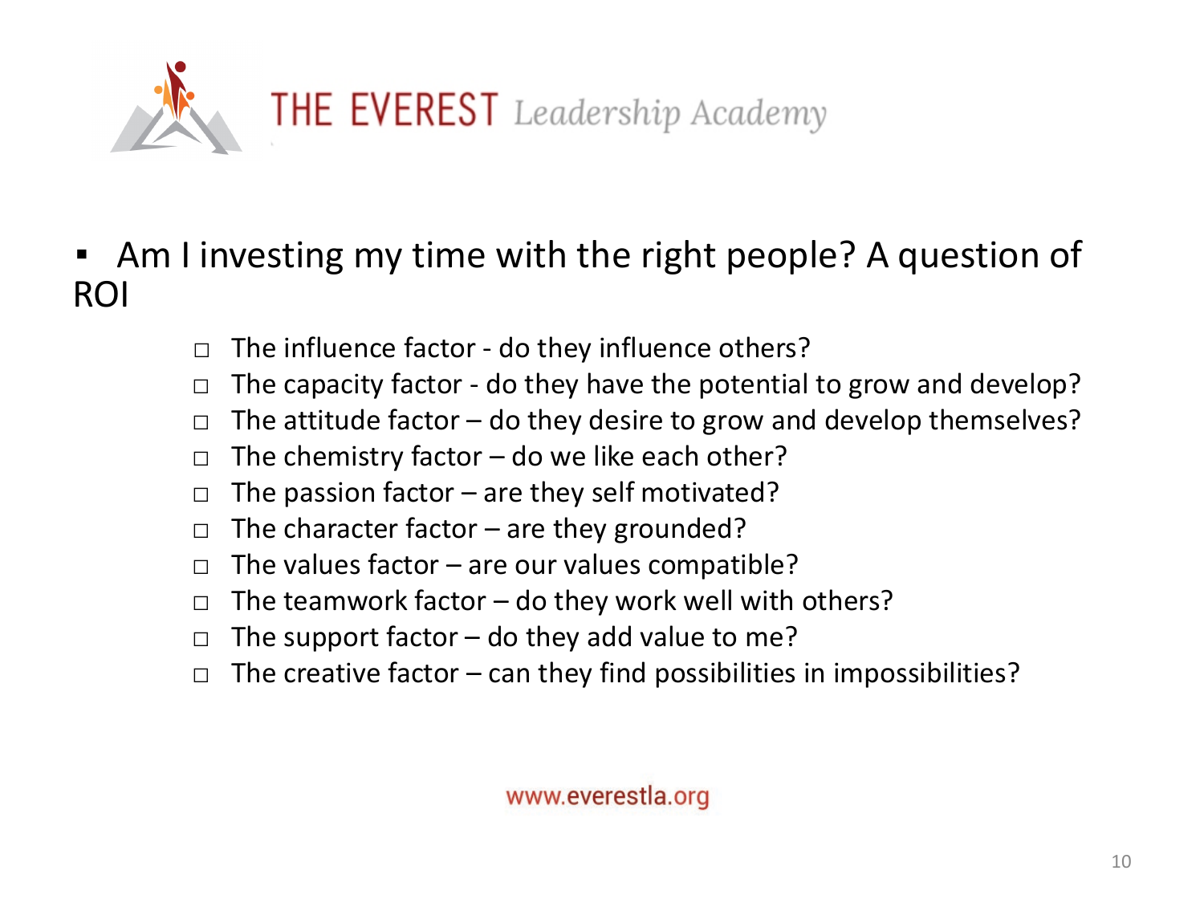- Am I investing my time with the right people? A question of ROI

    - □ The influence factor - do they influence others?
    - □ The capacity factor - do they have the potential to grow and develop?
    - □ The attitude factor – do they desire to grow and develop themselves?
    - □ The chemistry factor – do we like each other?
    - □ The passion factor – are they self motivated?
    - □ The character factor – are they grounded?
    - □ The values factor – are our values compatible?
    - □ The teamwork factor – do they work well with others?
    - □ The support factor – do they add value to me?
    - □ The creative factor – can they find possibilities in impossibilities?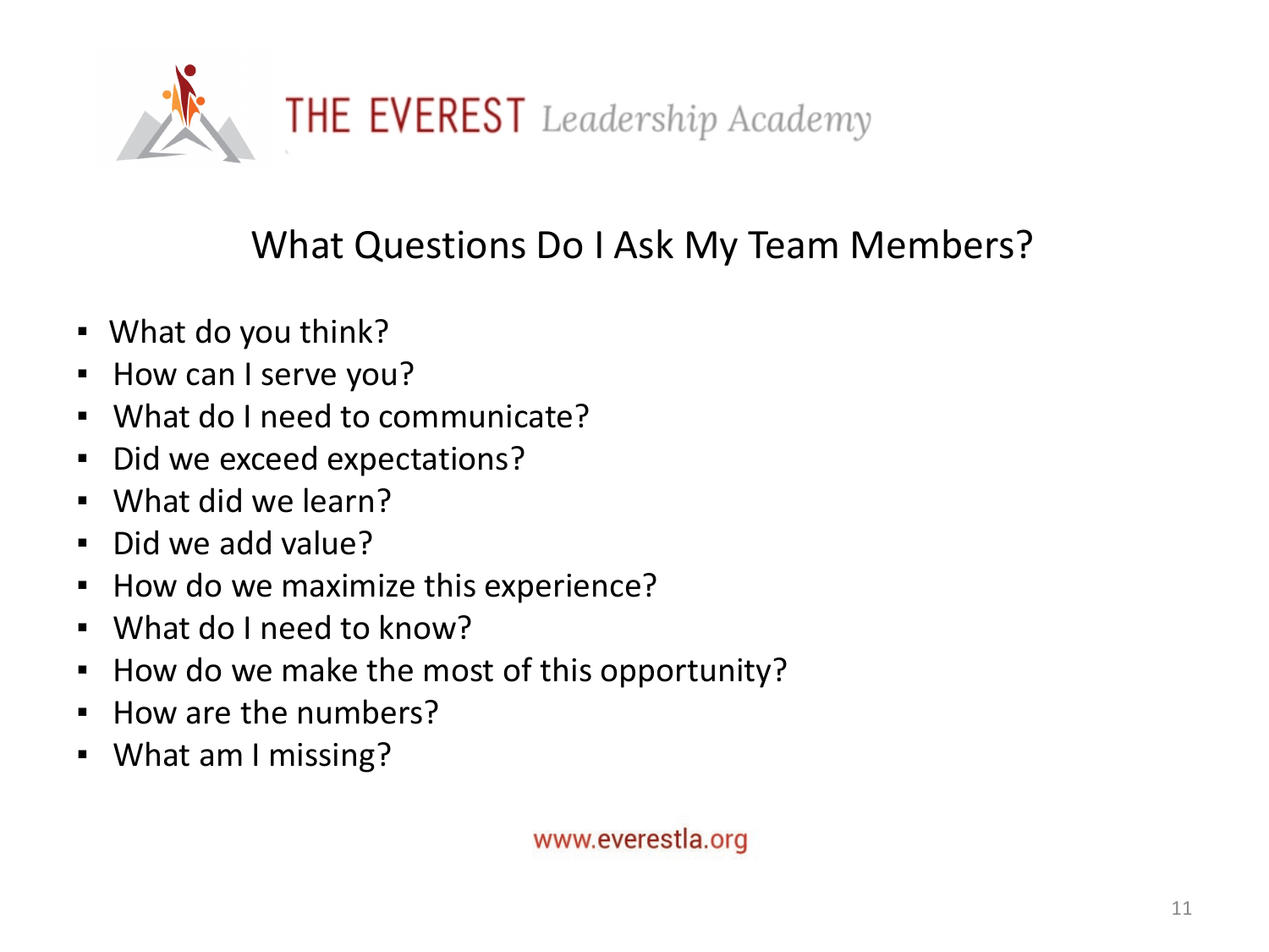## What Questions Do I Ask My Team Members?

- What do you think?
- How can I serve you?
- What do I need to communicate?
- Did we exceed expectations?
- What did we learn?
- Did we add value?
- How do we maximize this experience?
- What do I need to know?
- How do we make the most of this opportunity?
- How are the numbers?
- What am I missing?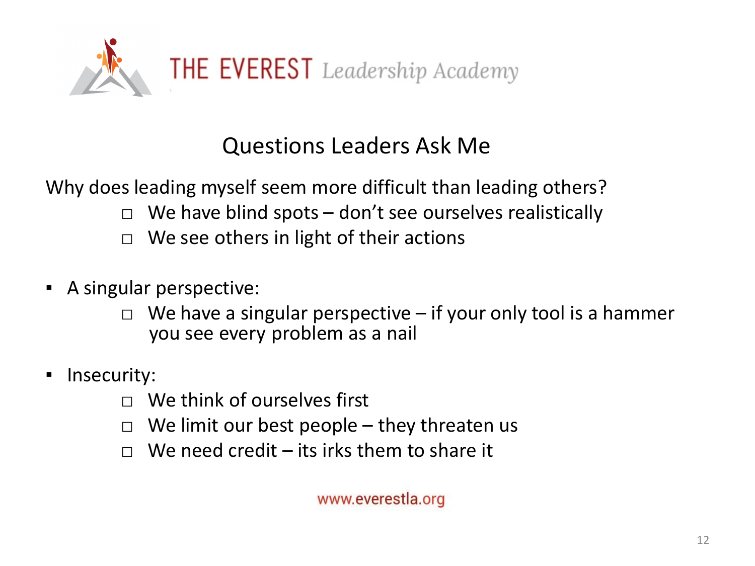## Questions Leaders Ask Me

Why does leading myself seem more difficult than leading others?

- We have blind spots – don't see ourselves realistically
- We see others in light of their actions

- A singular perspective:
  - We have a singular perspective – if your only tool is a hammer you see every problem as a nail

- Insecurity:
  - We think of ourselves first
  - We limit our best people – they threaten us
  - We need credit – its irks them to share it

www.everestla.org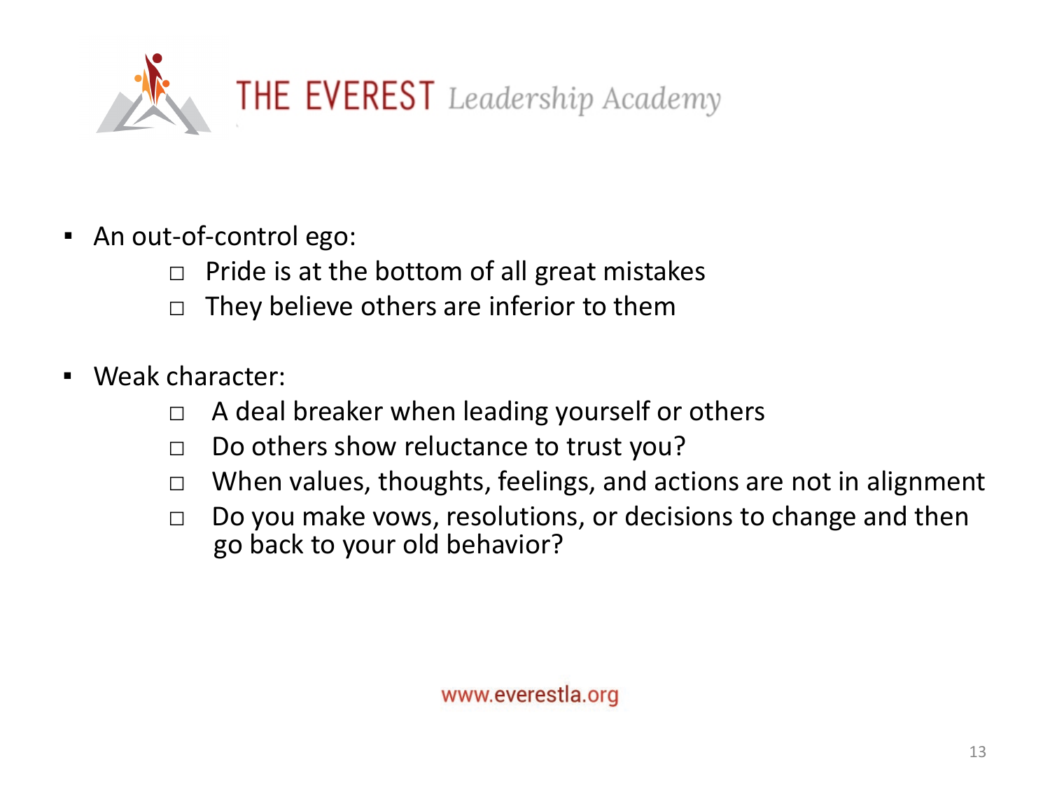- An out-of-control ego:
  - Pride is at the bottom of all great mistakes
  - They believe others are inferior to them
- Weak character:
  - A deal breaker when leading yourself or others
  - Do others show reluctance to trust you?
  - When values, thoughts, feelings, and actions are not in alignment
  - Do you make vows, resolutions, or decisions to change and then go back to your old behavior?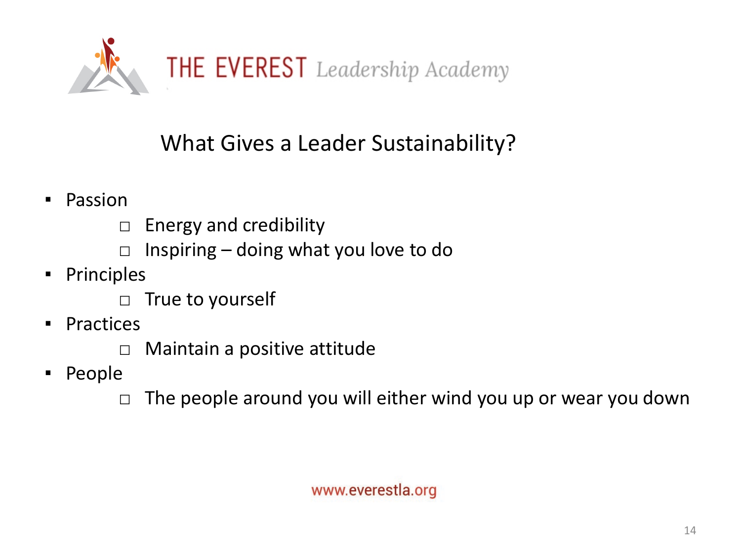THE EVEREST Leadership Academy

## What Gives a Leader Sustainability?

- Passion
  - Energy and credibility
  - Inspiring – doing what you love to do
- Principles
  - True to yourself
- Practices
  - Maintain a positive attitude
- People
  - The people around you will either wind you up or wear you down

www.everestla.org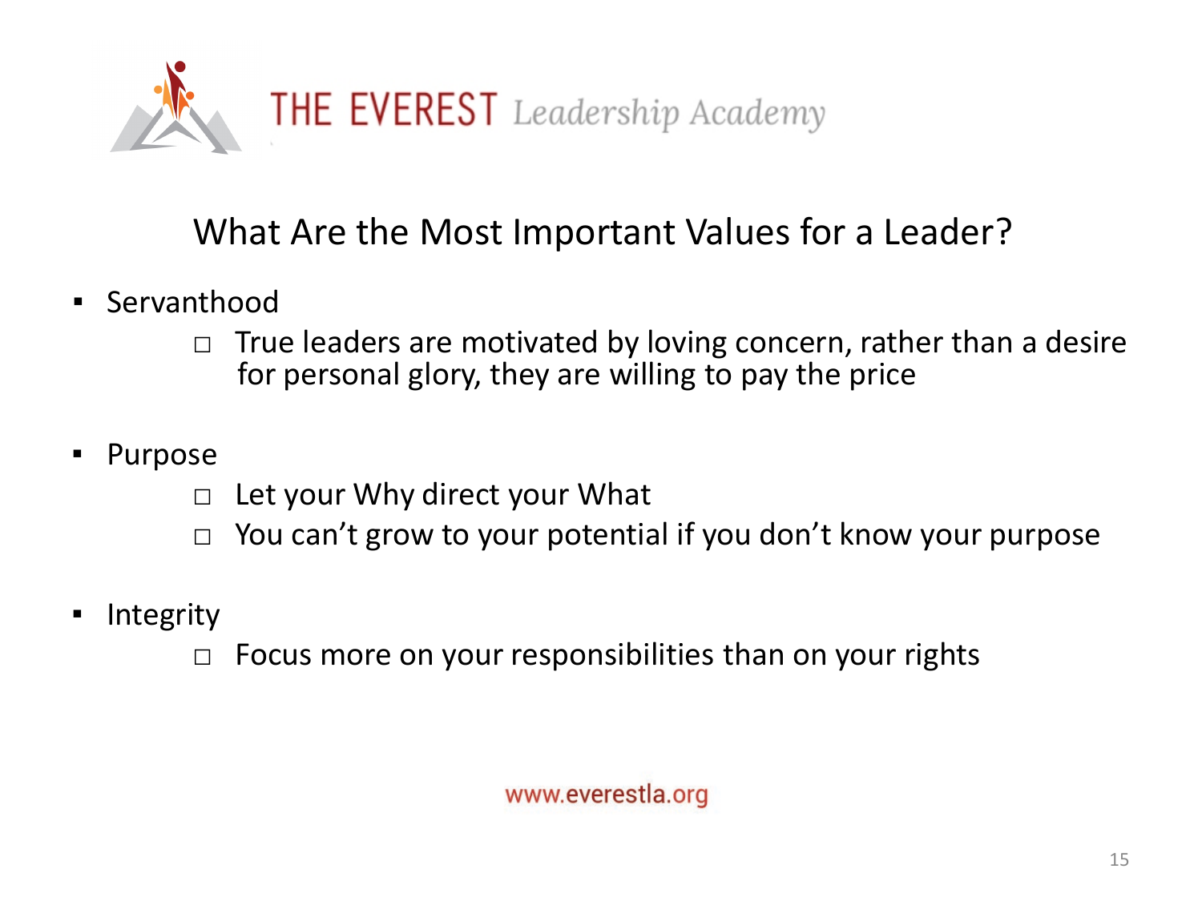THE EVEREST *Leadership Academy*

## What Are the Most Important Values for a Leader?

- Servanthood
  - True leaders are motivated by loving concern, rather than a desire for personal glory, they are willing to pay the price

- Purpose
  - Let your Why direct your What
  - You can't grow to your potential if you don't know your purpose

- Integrity
  - Focus more on your responsibilities than on your rights

www.everestla.org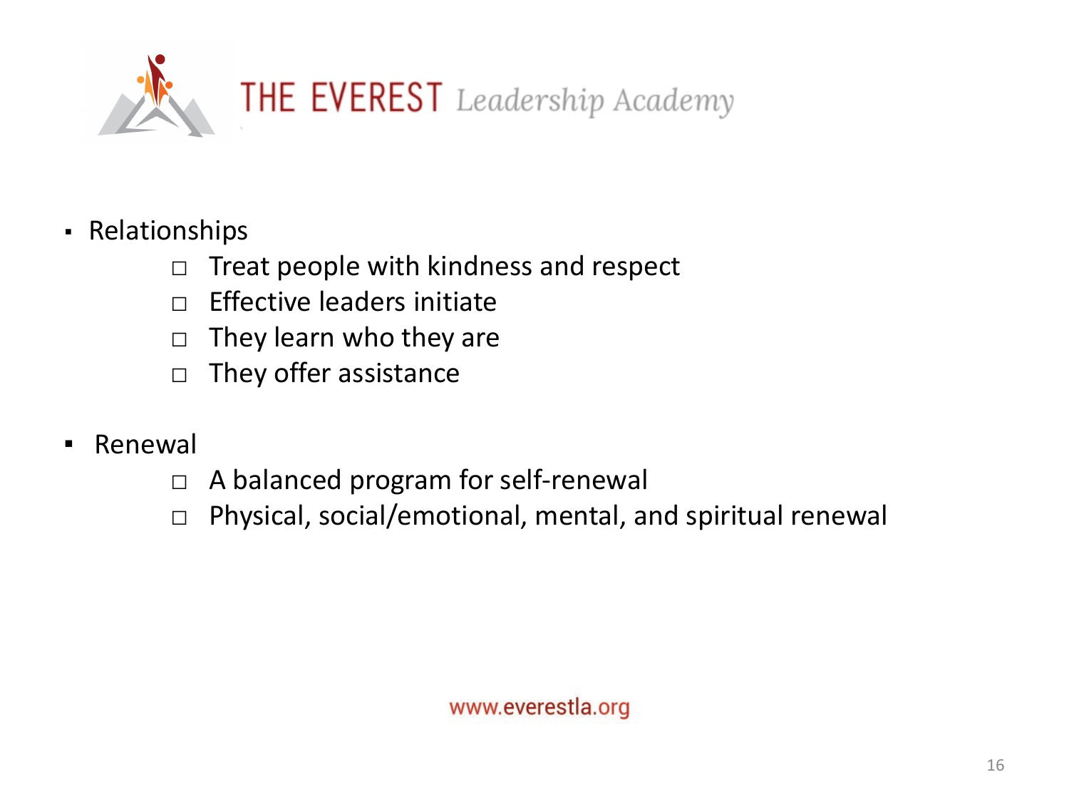- Relationships
  - Treat people with kindness and respect
  - Effective leaders initiate
  - They learn who they are
  - They offer assistance

- Renewal
  - A balanced program for self-renewal
  - Physical, social/emotional, mental, and spiritual renewal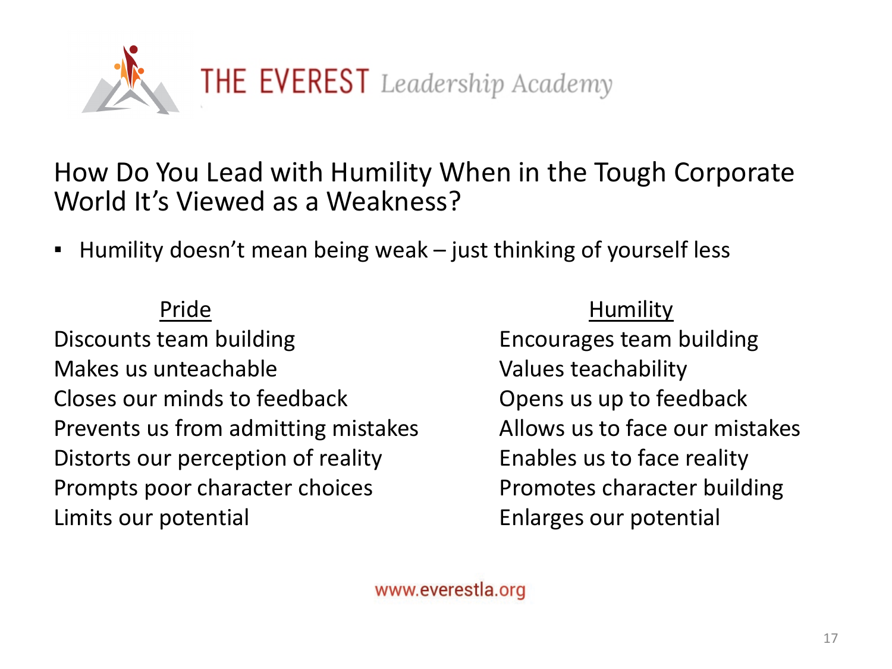THE EVEREST *Leadership Academy*

## How Do You Lead with Humility When in the Tough Corporate World It's Viewed as a Weakness?

- Humility doesn't mean being weak – just thinking of yourself less

| Pride | Humility |
| --- | --- |
| Discounts team building | Encourages team building |
| Makes us unteachable | Values teachability |
| Closes our minds to feedback | Opens us up to feedback |
| Prevents us from admitting mistakes | Allows us to face our mistakes |
| Distorts our perception of reality | Enables us to face reality |
| Prompts poor character choices | Promotes character building |
| Limits our potential | Enlarges our potential |

www.everestla.org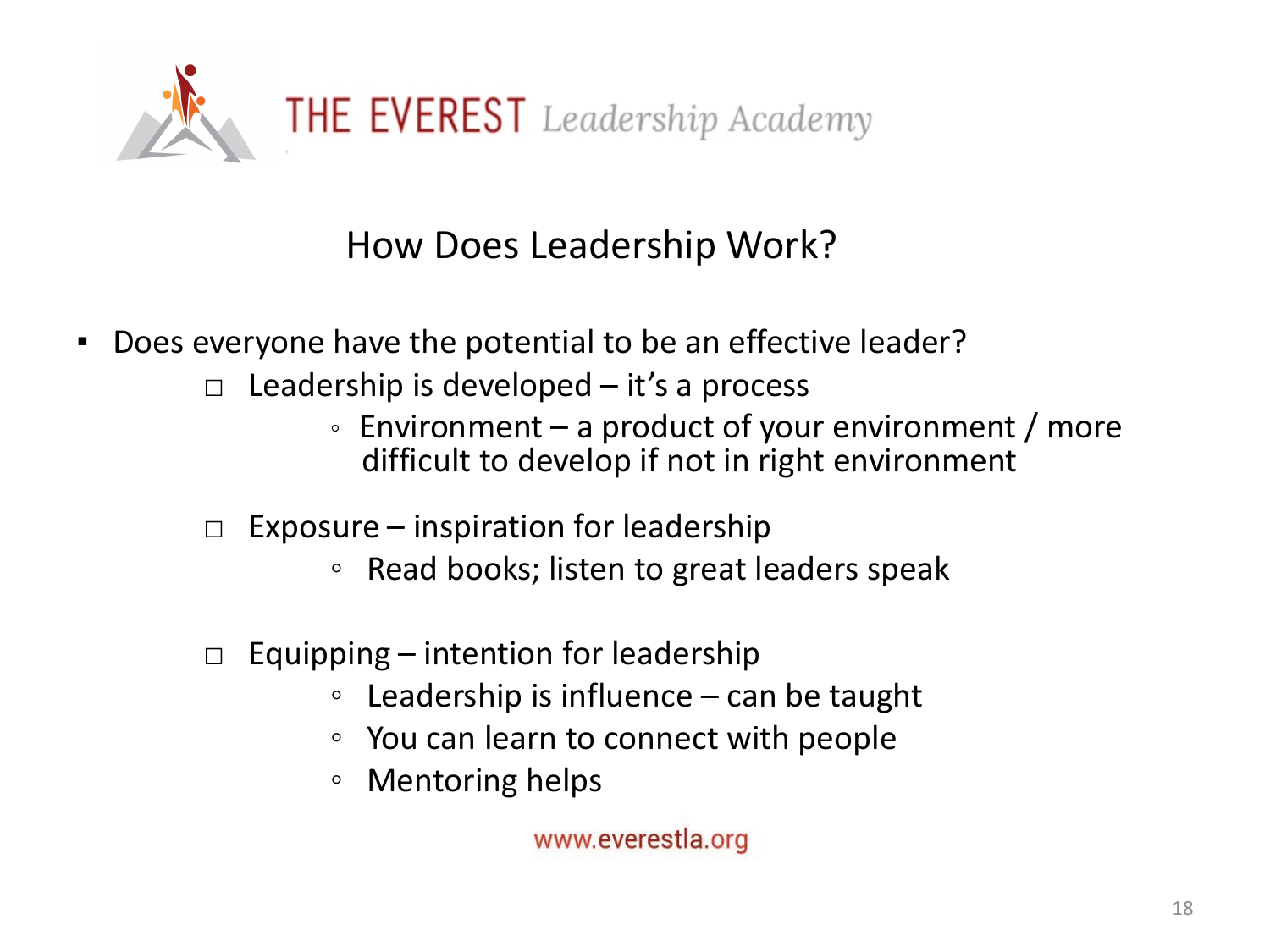THE EVEREST *Leadership Academy*

## How Does Leadership Work?

- Does everyone have the potential to be an effective leader?
  - Leadership is developed – it's a process
    - Environment – a product of your environment / more difficult to develop if not in right environment
  - Exposure – inspiration for leadership
    - Read books; listen to great leaders speak
  - Equipping – intention for leadership
    - Leadership is influence – can be taught
    - You can learn to connect with people
    - Mentoring helps

www.everestla.org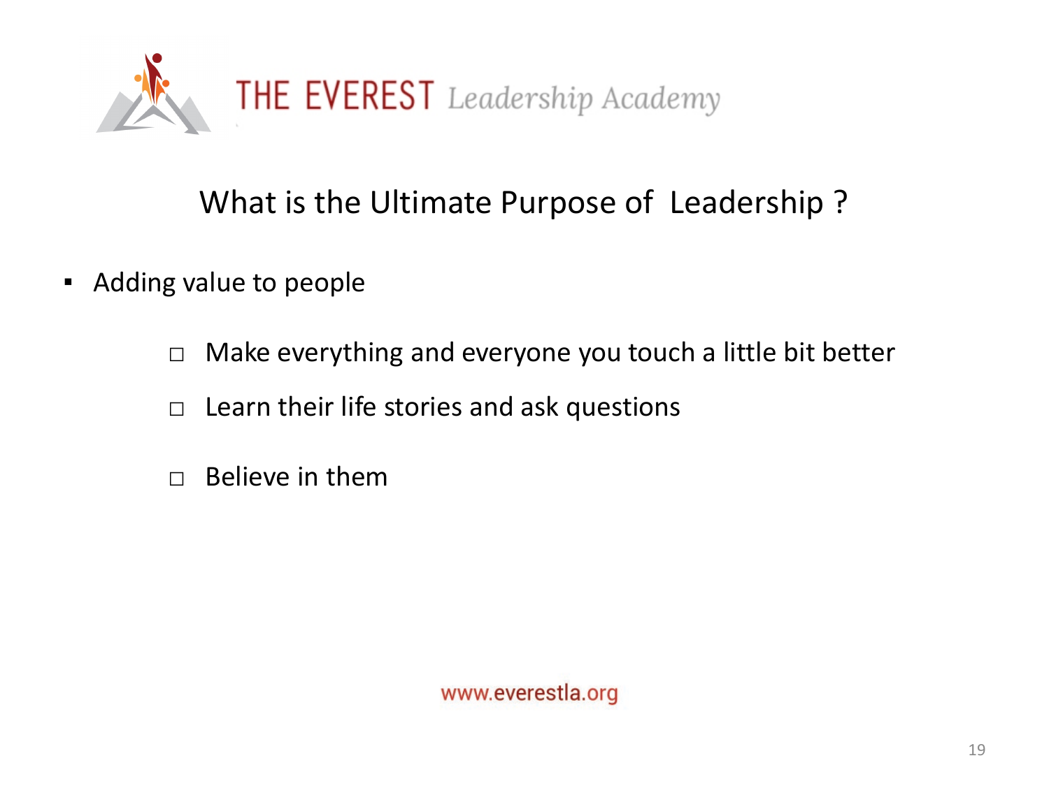## What is the Ultimate Purpose of Leadership ?

- Adding value to people
  - Make everything and everyone you touch a little bit better
  - Learn their life stories and ask questions
  - Believe in them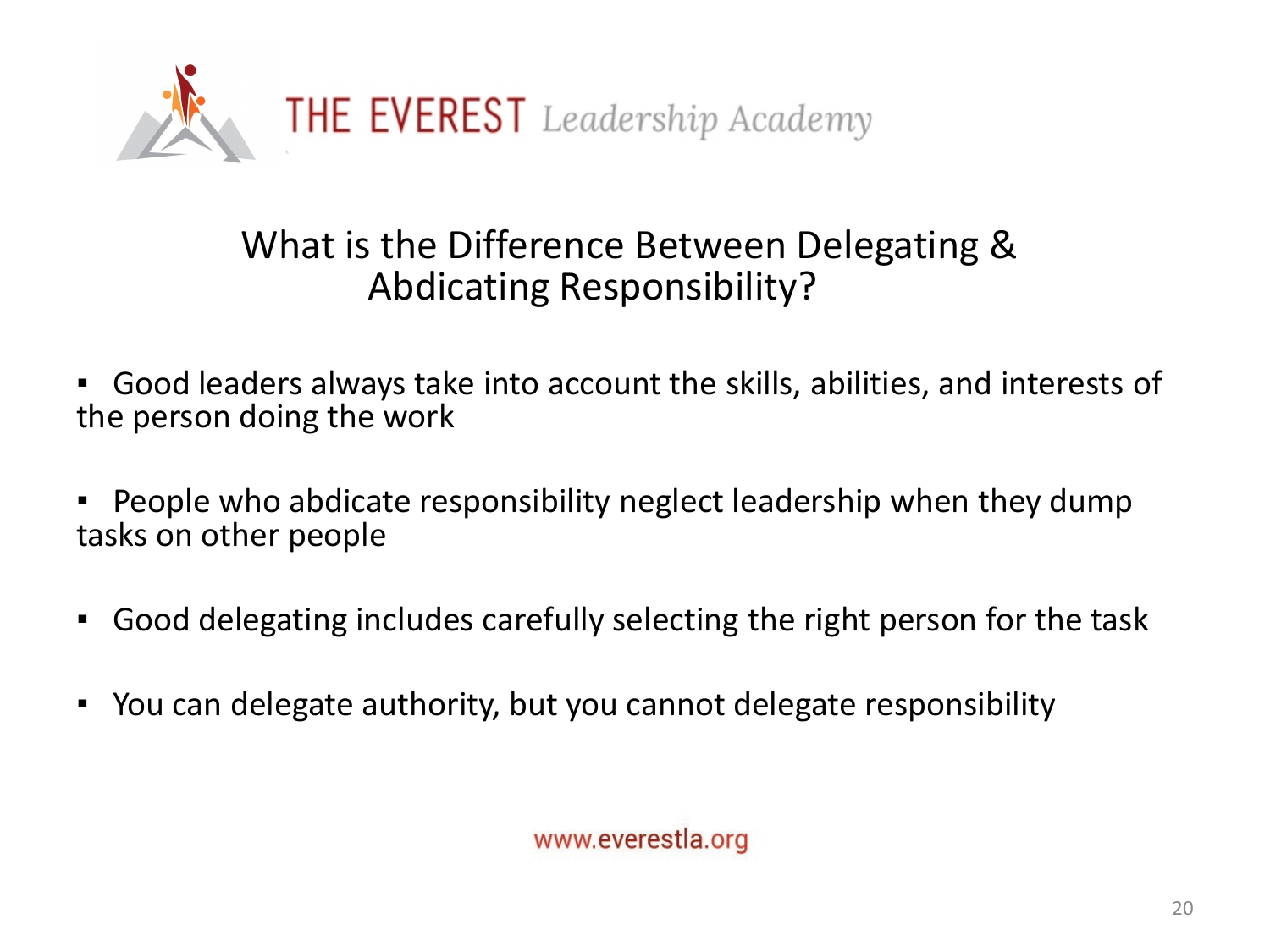THE EVEREST *Leadership Academy*

## What is the Difference Between Delegating & Abdicating Responsibility?

- Good leaders always take into account the skills, abilities, and interests of the person doing the work
- People who abdicate responsibility neglect leadership when they dump tasks on other people
- Good delegating includes carefully selecting the right person for the task
- You can delegate authority, but you cannot delegate responsibility

www.everestla.org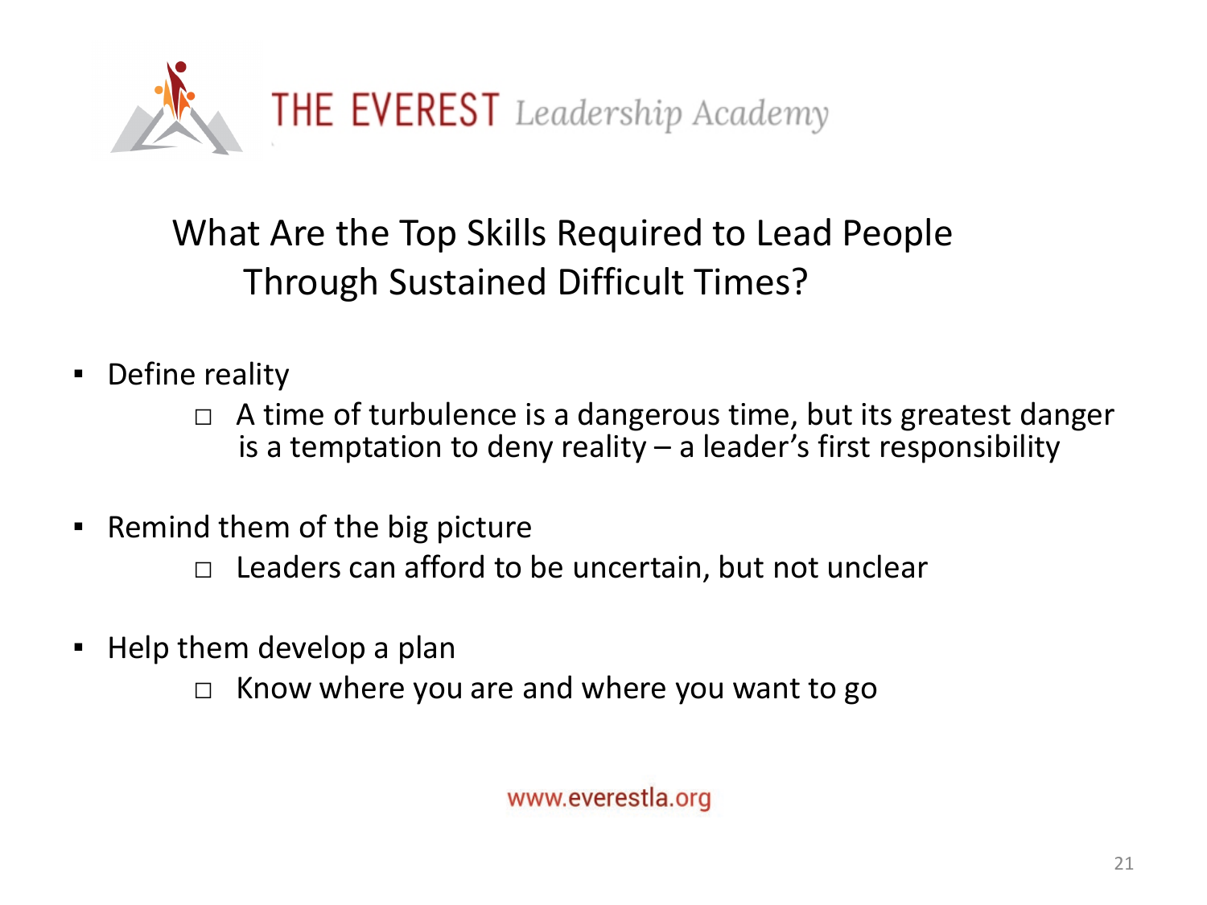THE EVEREST *Leadership Academy*

## What Are the Top Skills Required to Lead People Through Sustained Difficult Times?

- Define reality
  - A time of turbulence is a dangerous time, but its greatest danger is a temptation to deny reality – a leader's first responsibility
- Remind them of the big picture
  - Leaders can afford to be uncertain, but not unclear
- Help them develop a plan
  - Know where you are and where you want to go

www.everestla.org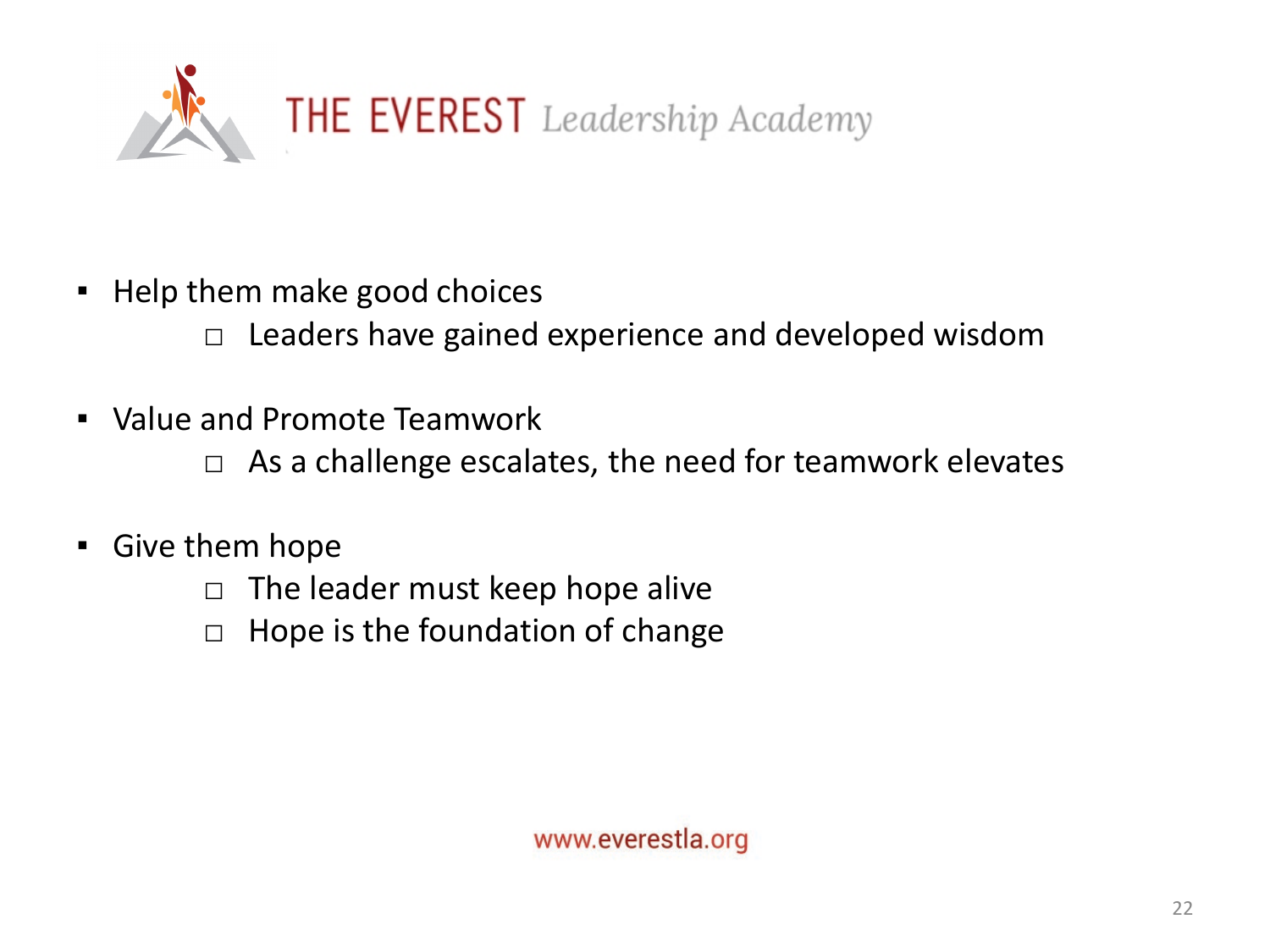- Help them make good choices
  - Leaders have gained experience and developed wisdom
- Value and Promote Teamwork
  - As a challenge escalates, the need for teamwork elevates
- Give them hope
  - The leader must keep hope alive
  - Hope is the foundation of change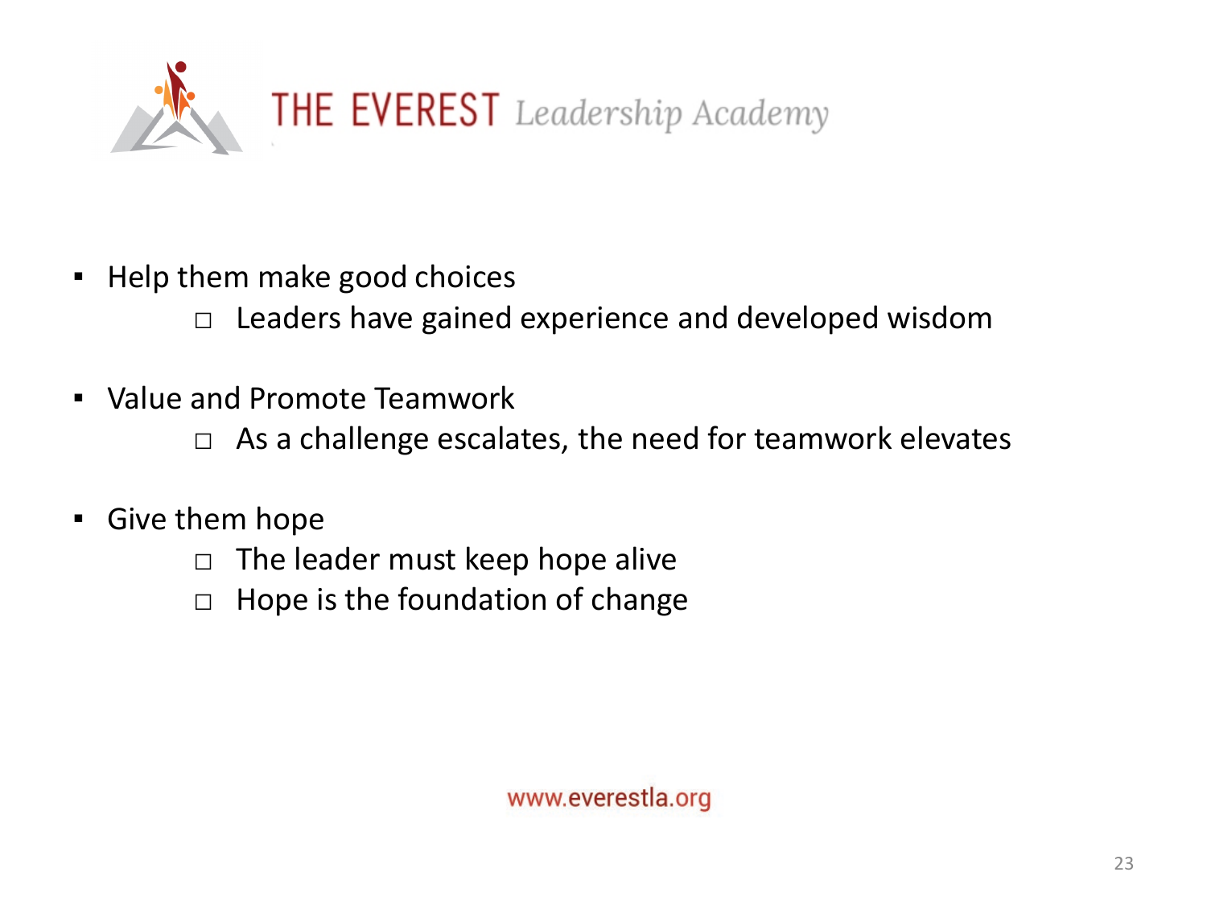- Help them make good choices
  - Leaders have gained experience and developed wisdom

- Value and Promote Teamwork
  - As a challenge escalates, the need for teamwork elevates

- Give them hope
  - The leader must keep hope alive
  - Hope is the foundation of change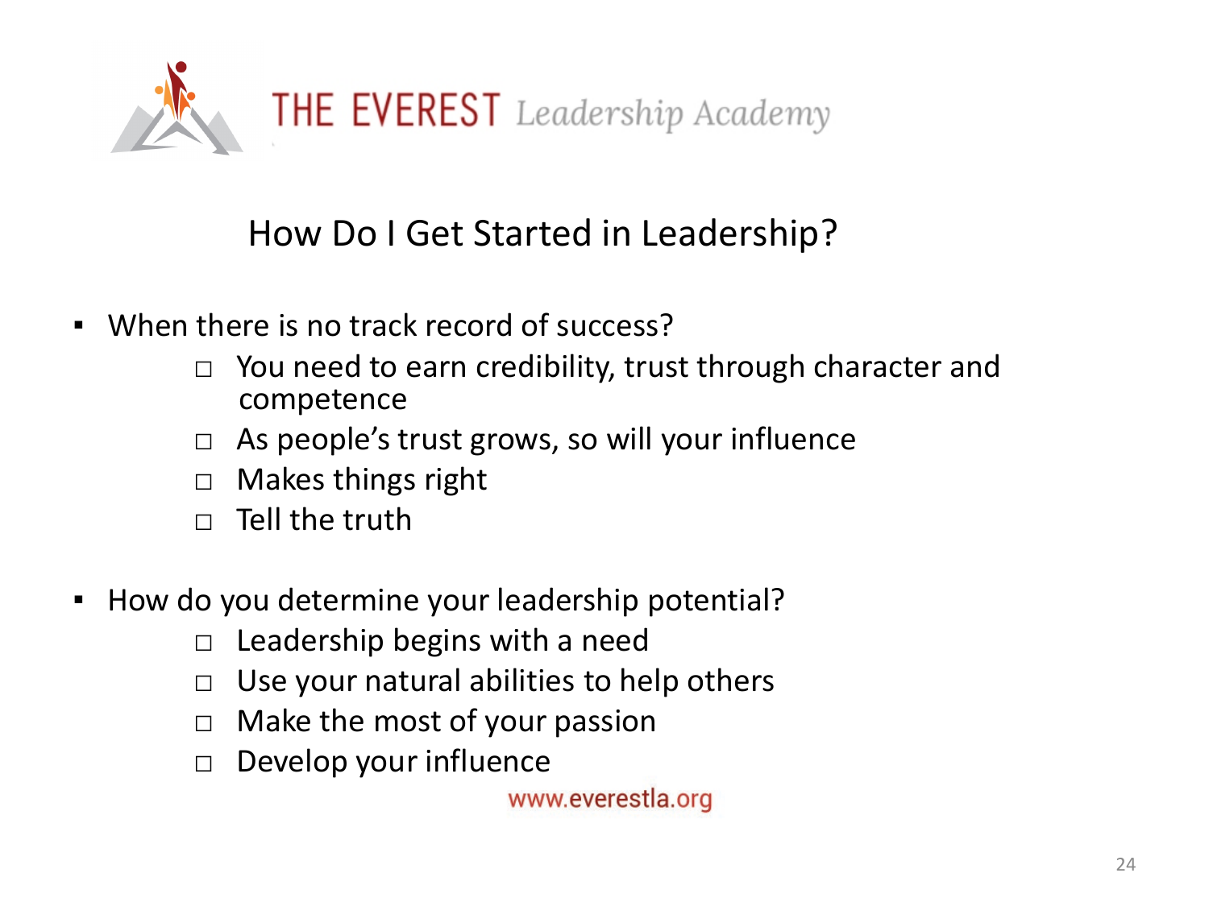THE EVEREST *Leadership Academy*

## How Do I Get Started in Leadership?

- When there is no track record of success?
  - You need to earn credibility, trust through character and competence
  - As people's trust grows, so will your influence
  - Makes things right
  - Tell the truth

- How do you determine your leadership potential?
  - Leadership begins with a need
  - Use your natural abilities to help others
  - Make the most of your passion
  - Develop your influence

www.everestla.org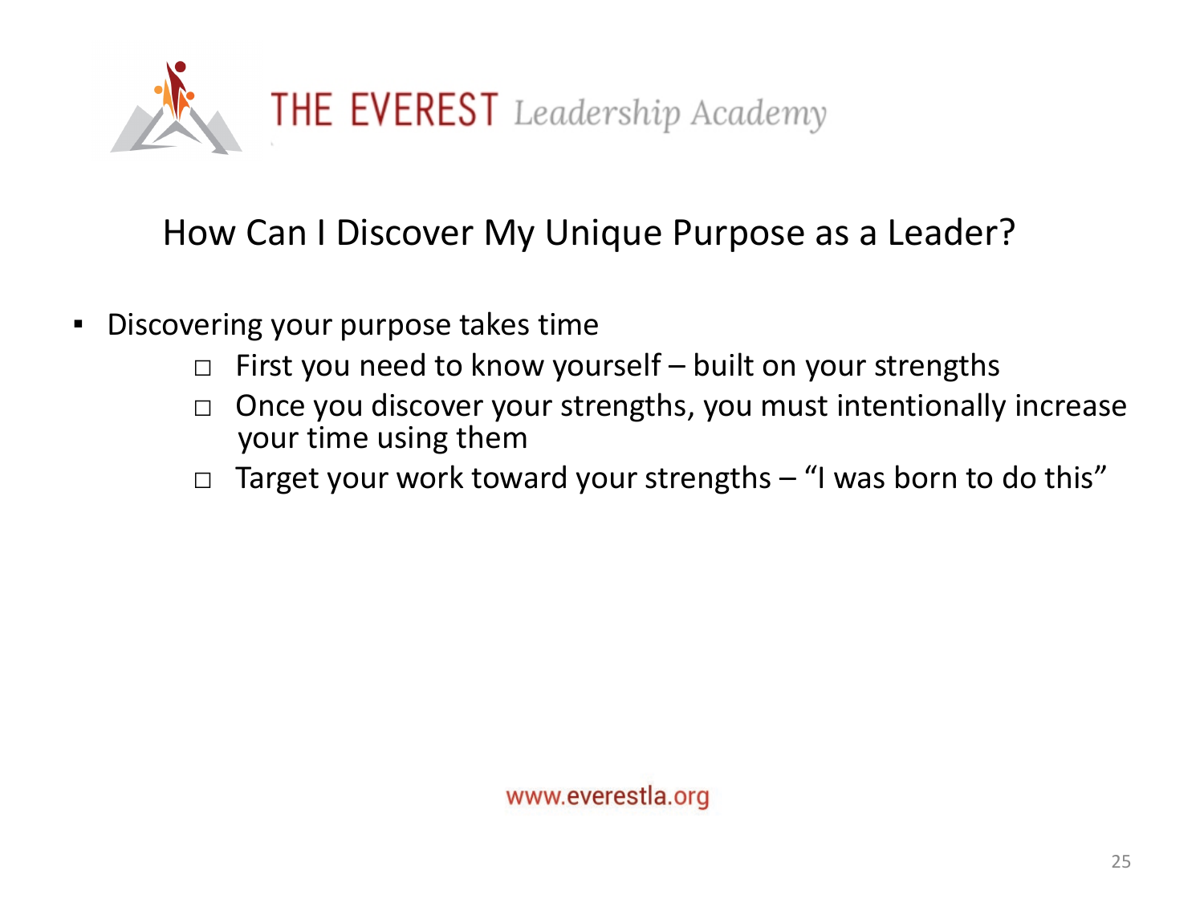# How Can I Discover My Unique Purpose as a Leader?

- Discovering your purpose takes time
  - First you need to know yourself – built on your strengths
  - Once you discover your strengths, you must intentionally increase your time using them
  - Target your work toward your strengths – "I was born to do this"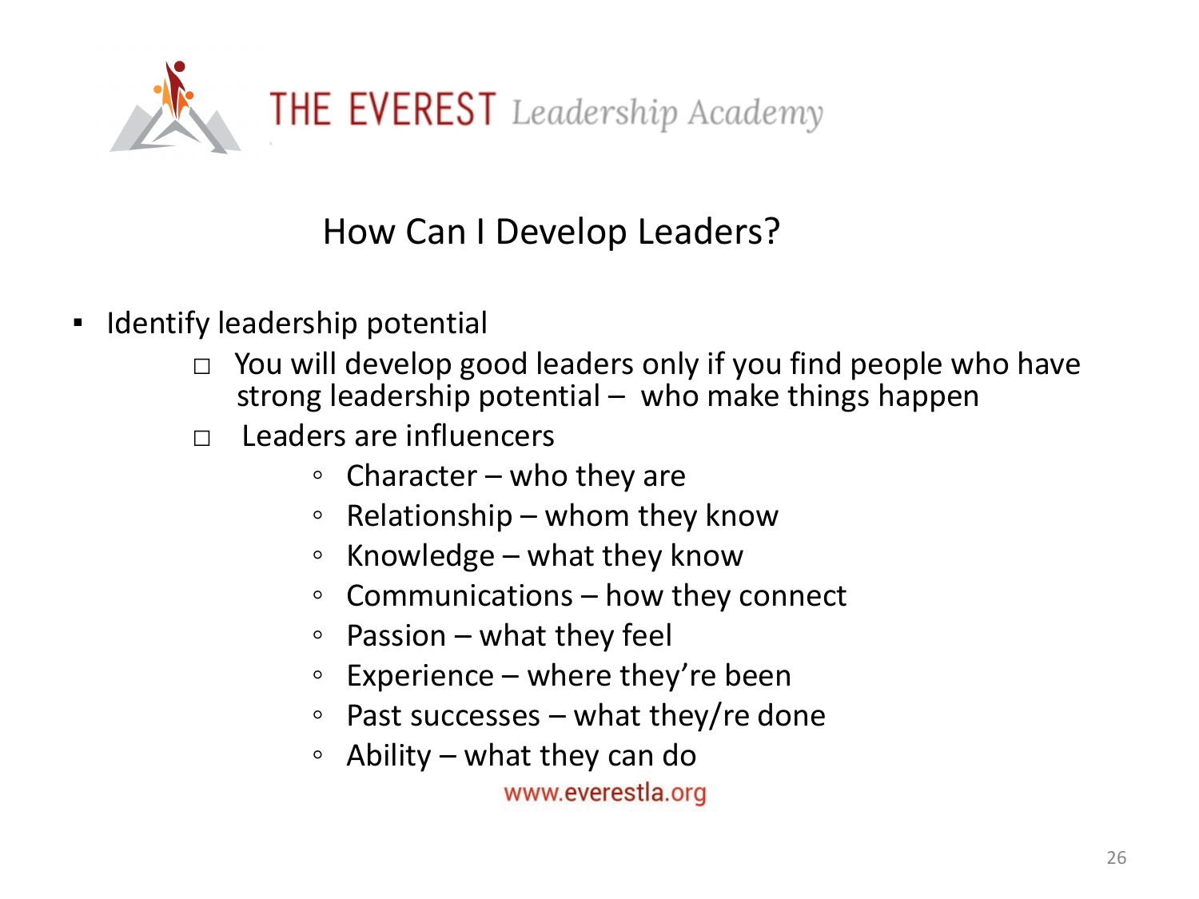THE EVEREST *Leadership Academy*

## How Can I Develop Leaders?

- Identify leadership potential
  - You will develop good leaders only if you find people who have strong leadership potential – who make things happen
  - Leaders are influencers
    - Character – who they are
    - Relationship – whom they know
    - Knowledge – what they know
    - Communications – how they connect
    - Passion – what they feel
    - Experience – where they're been
    - Past successes – what they/re done
    - Ability – what they can do

www.everestla.org